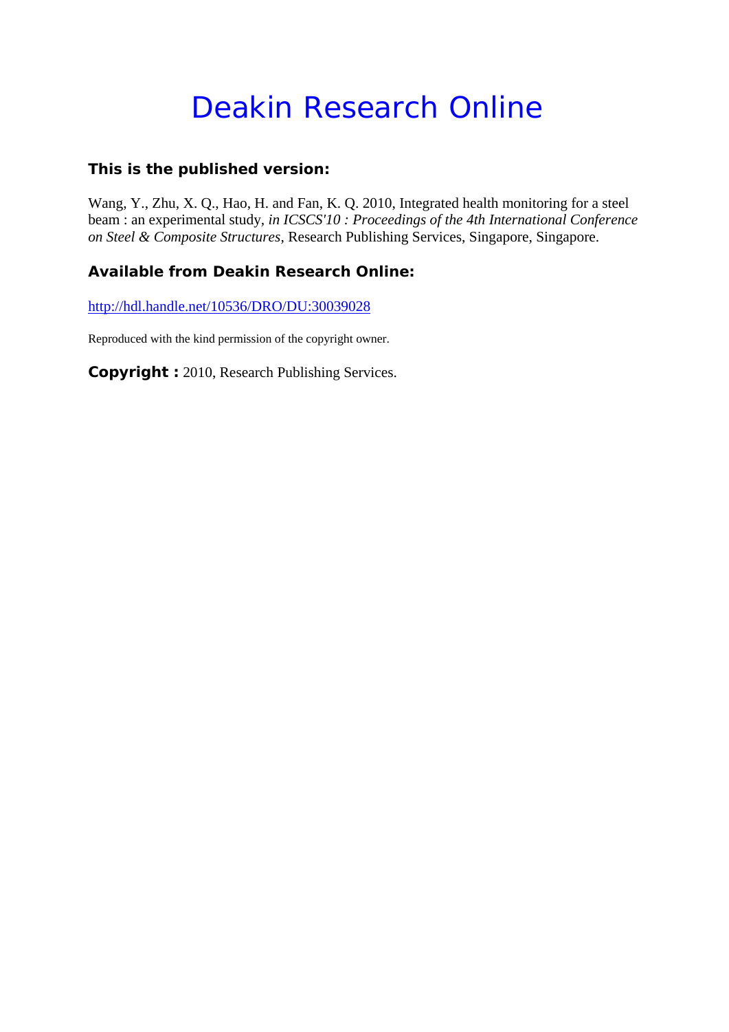# Deakin Research Online

### This is the published version:

Wang, Y., Zhu, X. Q., Hao, H. and Fan, K. Q. 2010, Integrated health monitoring for a steel beam : an experimental study*, in ICSCS'10 : Proceedings of the 4th International Conference on Steel & Composite Structures*, Research Publishing Services, Singapore, Singapore.

### Available from Deakin Research Online:

http://hdl.handle.net/10536/DRO/DU:30039028

Reproduced with the kind permission of the copyright owner.

**Copyright :** 2010, Research Publishing Services.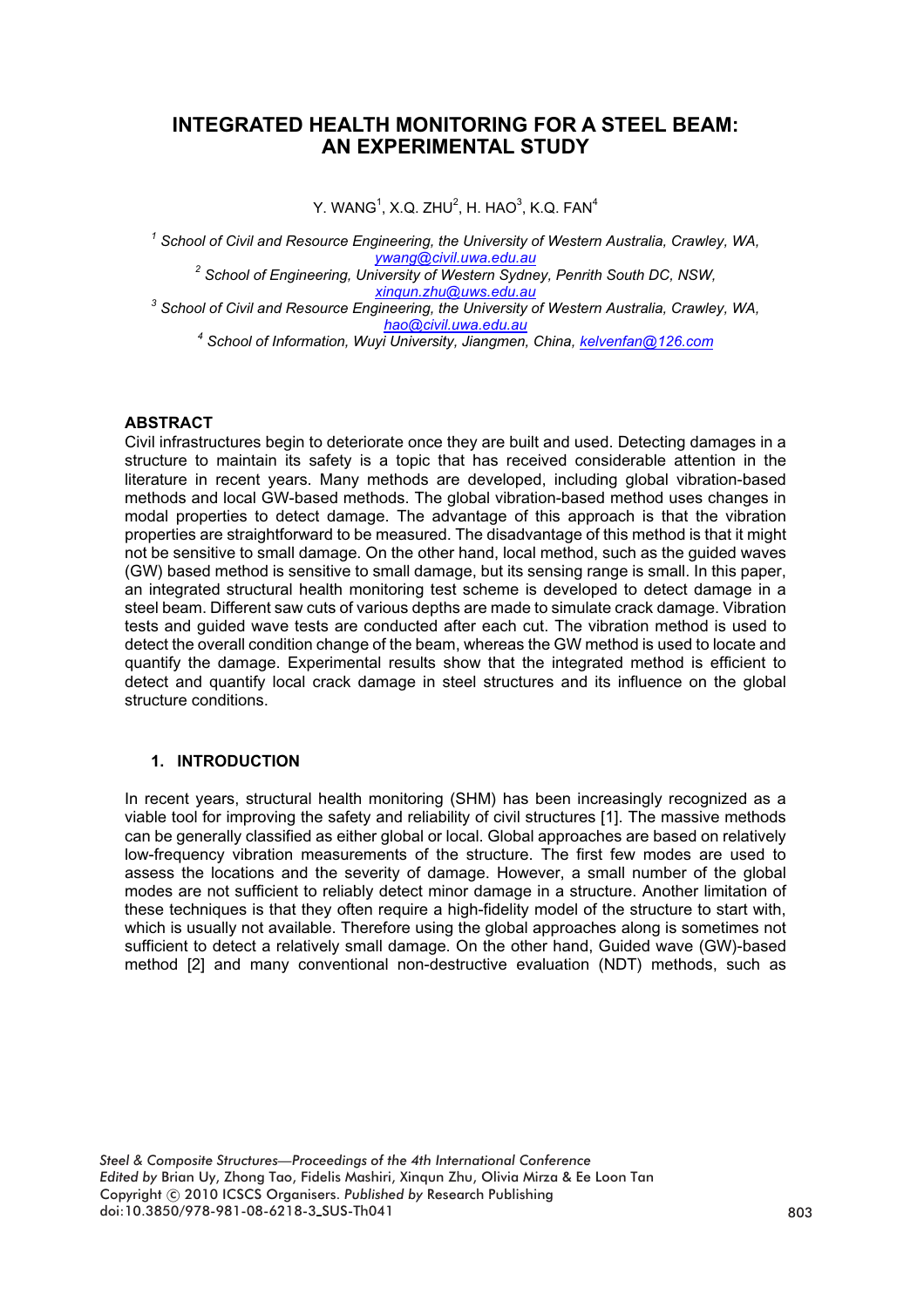# INTEGRATED HEALTH MONITORING FOR A STEEL BEAM: AN EXPERIMENTAL STUDY

Y. WANG[1], X.Q. ZHU[2], H. HAO[3], K.Q. FAN[4]

[1] School of Civil and Resource Engineering, the University of Western Australia, Crawley, WA, ywang@civil.uwa.edu.au

[2] School of Engineering, University of Western Sydney, Penrith South DC, NSW, xinqun.zhu@uws.edu.au

[3] School of Civil and Resource Engineering, the University of Western Australia, Crawley, WA, hao@civil.uwa.edu.au

[4] School of Information, Wuyi University, Jiangmen, China, kelvenfan@126.com

## ABSTRACT

Civil infrastructures begin to deteriorate once they are built and used. Detecting damages in a structure to maintain its safety is a topic that has received considerable attention in the literature in recent years. Many methods are developed, including global vibration-based methods and local GW-based methods. The global vibration-based method uses changes in modal properties to detect damage. The advantage of this approach is that the vibration properties are straightforward to be measured. The disadvantage of this method is that it might not be sensitive to small damage. On the other hand, local method, such as the guided waves (GW) based method is sensitive to small damage, but its sensing range is small. In this paper, an integrated structural health monitoring test scheme is developed to detect damage in a steel beam. Different saw cuts of various depths are made to simulate crack damage. Vibration tests and guided wave tests are conducted after each cut. The vibration method is used to detect the overall condition change of the beam, whereas the GW method is used to locate and quantify the damage. Experimental results show that the integrated method is efficient to detect and quantify local crack damage in steel structures and its influence on the global structure conditions.

## 1. INTRODUCTION

In recent years, structural health monitoring (SHM) has been increasingly recognized as a viable tool for improving the safety and reliability of civil structures [1]. The massive methods can be generally classified as either global or local. Global approaches are based on relatively low-frequency vibration measurements of the structure. The first few modes are used to assess the locations and the severity of damage. However, a small number of the global modes are not sufficient to reliably detect minor damage in a structure. Another limitation of these techniques is that they often require a high-fidelity model of the structure to start with, which is usually not available. Therefore using the global approaches along is sometimes not sufficient to detect a relatively small damage. On the other hand, Guided wave (GW)-based method [2] and many conventional non-destructive evaluation (NDT) methods, such as

*Steel & Composite Structures—Proceedings of the 4th International Conference*
*Edited by* Brian Uy, Zhong Tao, Fidelis Mashiri, Xinqun Zhu, Olivia Mirza & Ee Loon Tan
Copyright © 2010 ICSCS Organisers. *Published by* Research Publishing
doi:10.3850/978-981-08-6218-3_SUS-Th041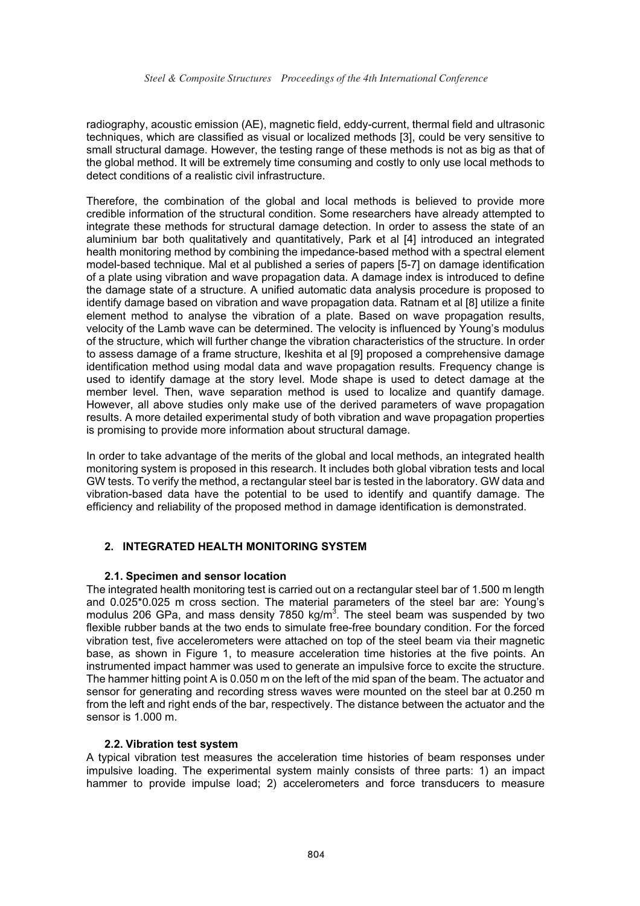radiography, acoustic emission (AE), magnetic field, eddy-current, thermal field and ultrasonic techniques, which are classified as visual or localized methods [3], could be very sensitive to small structural damage. However, the testing range of these methods is not as big as that of the global method. It will be extremely time consuming and costly to only use local methods to detect conditions of a realistic civil infrastructure.

Therefore, the combination of the global and local methods is believed to provide more credible information of the structural condition. Some researchers have already attempted to integrate these methods for structural damage detection. In order to assess the state of an aluminium bar both qualitatively and quantitatively, Park et al [4] introduced an integrated health monitoring method by combining the impedance-based method with a spectral element model-based technique. Mal et al published a series of papers [5-7] on damage identification of a plate using vibration and wave propagation data. A damage index is introduced to define the damage state of a structure. A unified automatic data analysis procedure is proposed to identify damage based on vibration and wave propagation data. Ratnam et al [8] utilize a finite element method to analyse the vibration of a plate. Based on wave propagation results, velocity of the Lamb wave can be determined. The velocity is influenced by Young's modulus of the structure, which will further change the vibration characteristics of the structure. In order to assess damage of a frame structure, Ikeshita et al [9] proposed a comprehensive damage identification method using modal data and wave propagation results. Frequency change is used to identify damage at the story level. Mode shape is used to detect damage at the member level. Then, wave separation method is used to localize and quantify damage. However, all above studies only make use of the derived parameters of wave propagation results. A more detailed experimental study of both vibration and wave propagation properties is promising to provide more information about structural damage.

In order to take advantage of the merits of the global and local methods, an integrated health monitoring system is proposed in this research. It includes both global vibration tests and local GW tests. To verify the method, a rectangular steel bar is tested in the laboratory. GW data and vibration-based data have the potential to be used to identify and quantify damage. The efficiency and reliability of the proposed method in damage identification is demonstrated.

## 2. INTEGRATED HEALTH MONITORING SYSTEM

### 2.1. Specimen and sensor location

The integrated health monitoring test is carried out on a rectangular steel bar of 1.500 m length and 0.025*0.025 m cross section. The material parameters of the steel bar are: Young's modulus 206 GPa, and mass density 7850 kg/m$^3$. The steel beam was suspended by two flexible rubber bands at the two ends to simulate free-free boundary condition. For the forced vibration test, five accelerometers were attached on top of the steel beam via their magnetic base, as shown in Figure 1, to measure acceleration time histories at the five points. An instrumented impact hammer was used to generate an impulsive force to excite the structure. The hammer hitting point A is 0.050 m on the left of the mid span of the beam. The actuator and sensor for generating and recording stress waves were mounted on the steel bar at 0.250 m from the left and right ends of the bar, respectively. The distance between the actuator and the sensor is 1.000 m.

### 2.2. Vibration test system

A typical vibration test measures the acceleration time histories of beam responses under impulsive loading. The experimental system mainly consists of three parts: 1) an impact hammer to provide impulse load; 2) accelerometers and force transducers to measure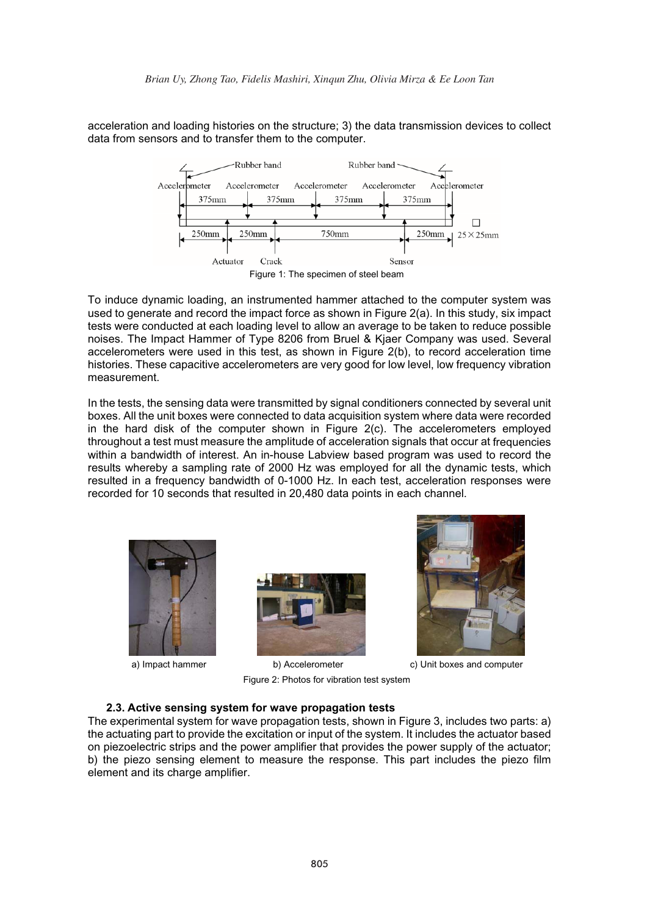acceleration and loading histories on the structure; 3) the data transmission devices to collect data from sensors and to transfer them to the computer.

Figure 1: The specimen of steel beam

To induce dynamic loading, an instrumented hammer attached to the computer system was used to generate and record the impact force as shown in Figure 2(a). In this study, six impact tests were conducted at each loading level to allow an average to be taken to reduce possible noises. The Impact Hammer of Type 8206 from Bruel & Kjaer Company was used. Several accelerometers were used in this test, as shown in Figure 2(b), to record acceleration time histories. These capacitive accelerometers are very good for low level, low frequency vibration measurement.

In the tests, the sensing data were transmitted by signal conditioners connected by several unit boxes. All the unit boxes were connected to data acquisition system where data were recorded in the hard disk of the computer shown in Figure 2(c). The accelerometers employed throughout a test must measure the amplitude of acceleration signals that occur at frequencies within a bandwidth of interest. An in-house Labview based program was used to record the results whereby a sampling rate of 2000 Hz was employed for all the dynamic tests, which resulted in a frequency bandwidth of 0-1000 Hz. In each test, acceleration responses were recorded for 10 seconds that resulted in 20,480 data points in each channel.

a) Impact hammer

b) Accelerometer

c) Unit boxes and computer

Figure 2: Photos for vibration test system

### 2.3. Active sensing system for wave propagation tests

The experimental system for wave propagation tests, shown in Figure 3, includes two parts: a) the actuating part to provide the excitation or input of the system. It includes the actuator based on piezoelectric strips and the power amplifier that provides the power supply of the actuator; b) the piezo sensing element to measure the response. This part includes the piezo film element and its charge amplifier.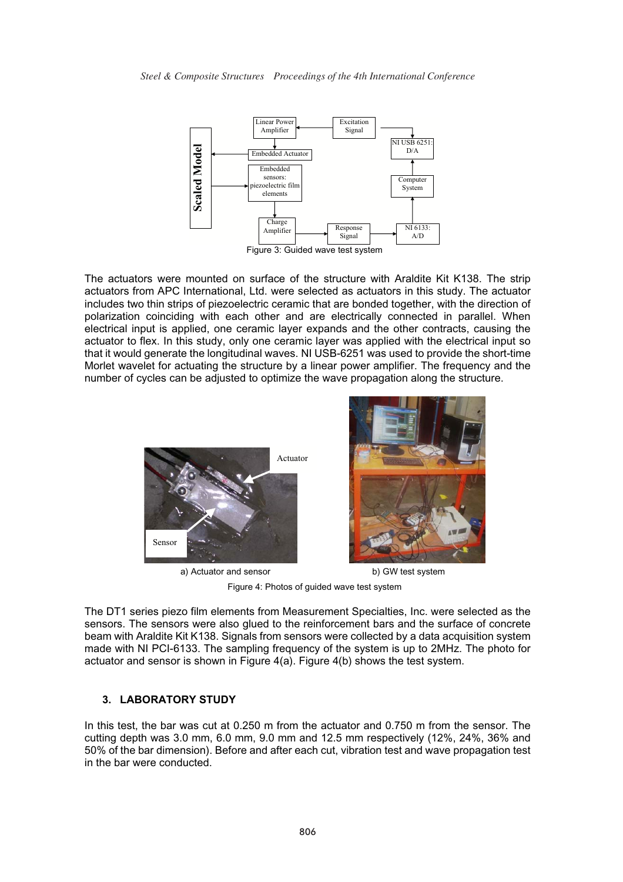Figure 3: Guided wave test system

The actuators were mounted on surface of the structure with Araldite Kit K138. The strip actuators from APC International, Ltd. were selected as actuators in this study. The actuator includes two thin strips of piezoelectric ceramic that are bonded together, with the direction of polarization coinciding with each other and are electrically connected in parallel. When electrical input is applied, one ceramic layer expands and the other contracts, causing the actuator to flex. In this study, only one ceramic layer was applied with the electrical input so that it would generate the longitudinal waves. NI USB-6251 was used to provide the short-time Morlet wavelet for actuating the structure by a linear power amplifier. The frequency and the number of cycles can be adjusted to optimize the wave propagation along the structure.

a) Actuator and sensor

b) GW test system

Figure 4: Photos of guided wave test system

The DT1 series piezo film elements from Measurement Specialties, Inc. were selected as the sensors. The sensors were also glued to the reinforcement bars and the surface of concrete beam with Araldite Kit K138. Signals from sensors were collected by a data acquisition system made with NI PCI-6133. The sampling frequency of the system is up to 2MHz. The photo for actuator and sensor is shown in Figure 4(a). Figure 4(b) shows the test system.

## 3. LABORATORY STUDY

In this test, the bar was cut at 0.250 m from the actuator and 0.750 m from the sensor. The cutting depth was 3.0 mm, 6.0 mm, 9.0 mm and 12.5 mm respectively (12%, 24%, 36% and 50% of the bar dimension). Before and after each cut, vibration test and wave propagation test in the bar were conducted.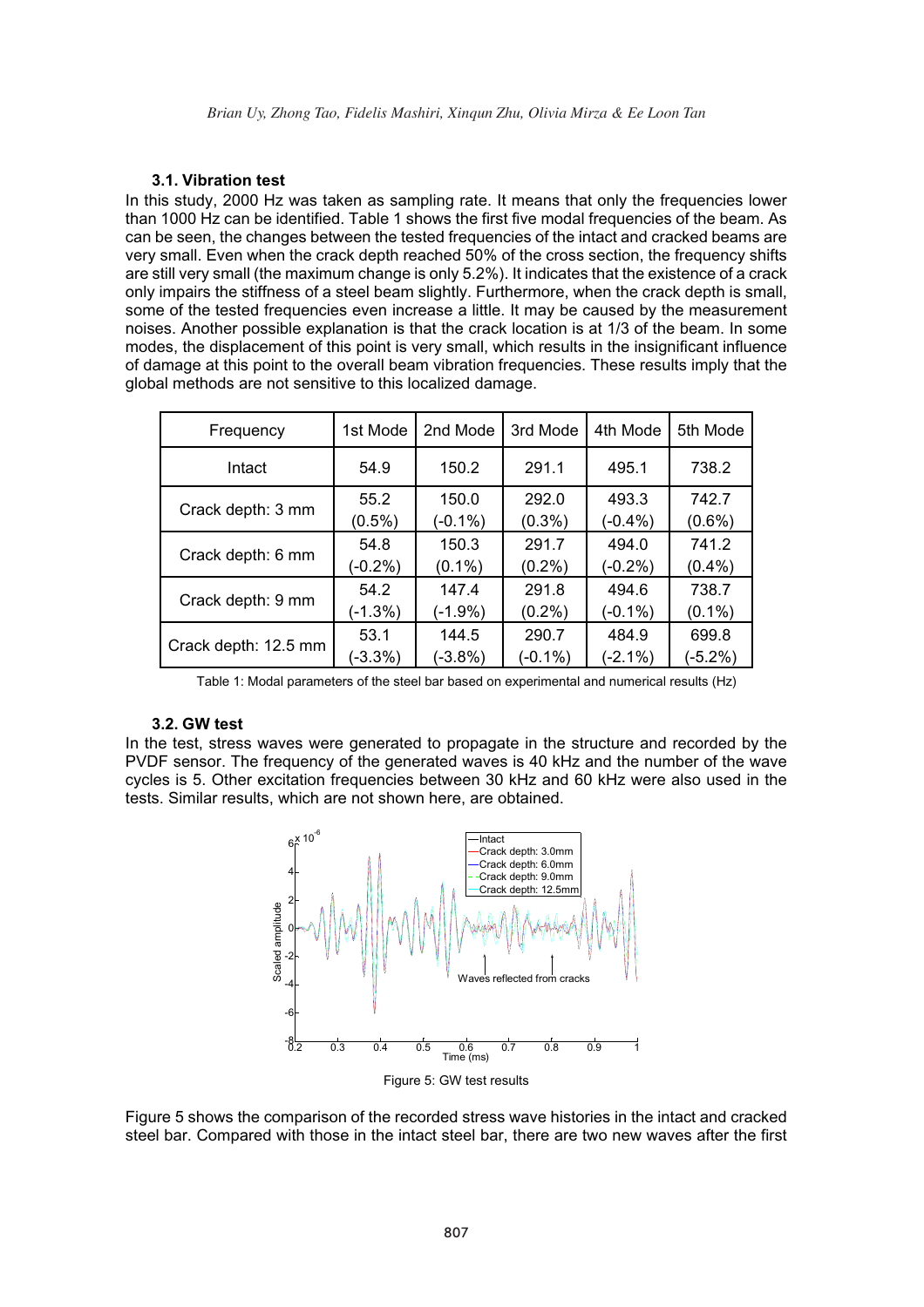### 3.1. Vibration test

In this study, 2000 Hz was taken as sampling rate. It means that only the frequencies lower than 1000 Hz can be identified. Table 1 shows the first five modal frequencies of the beam. As can be seen, the changes between the tested frequencies of the intact and cracked beams are very small. Even when the crack depth reached 50% of the cross section, the frequency shifts are still very small (the maximum change is only 5.2%). It indicates that the existence of a crack only impairs the stiffness of a steel beam slightly. Furthermore, when the crack depth is small, some of the tested frequencies even increase a little. It may be caused by the measurement noises. Another possible explanation is that the crack location is at 1/3 of the beam. In some modes, the displacement of this point is very small, which results in the insignificant influence of damage at this point to the overall beam vibration frequencies. These results imply that the global methods are not sensitive to this localized damage.

| Frequency | 1st Mode | 2nd Mode | 3rd Mode | 4th Mode | 5th Mode |
|---|---|---|---|---|---|
| Intact | 54.9 | 150.2 | 291.1 | 495.1 | 738.2 |
| Crack depth: 3 mm | 55.2 (0.5%) | 150.0 (-0.1%) | 292.0 (0.3%) | 493.3 (-0.4%) | 742.7 (0.6%) |
| Crack depth: 6 mm | 54.8 (-0.2%) | 150.3 (0.1%) | 291.7 (0.2%) | 494.0 (-0.2%) | 741.2 (0.4%) |
| Crack depth: 9 mm | 54.2 (-1.3%) | 147.4 (-1.9%) | 291.8 (0.2%) | 494.6 (-0.1%) | 738.7 (0.1%) |
| Crack depth: 12.5 mm | 53.1 (-3.3%) | 144.5 (-3.8%) | 290.7 (-0.1%) | 484.9 (-2.1%) | 699.8 (-5.2%) |

Table 1: Modal parameters of the steel bar based on experimental and numerical results (Hz)

### 3.2. GW test

In the test, stress waves were generated to propagate in the structure and recorded by the PVDF sensor. The frequency of the generated waves is 40 kHz and the number of the wave cycles is 5. Other excitation frequencies between 30 kHz and 60 kHz were also used in the tests. Similar results, which are not shown here, are obtained.

Figure 5: GW test results

Figure 5 shows the comparison of the recorded stress wave histories in the intact and cracked steel bar. Compared with those in the intact steel bar, there are two new waves after the first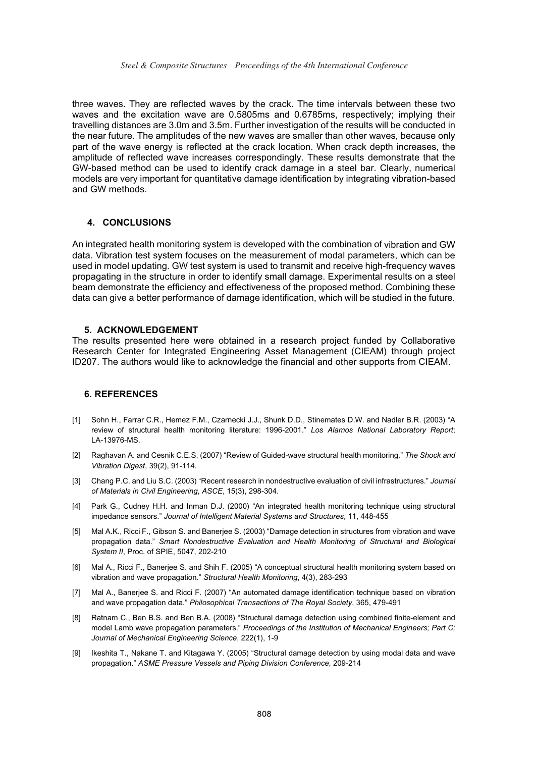three waves. They are reflected waves by the crack. The time intervals between these two waves and the excitation wave are 0.5805ms and 0.6785ms, respectively; implying their travelling distances are 3.0m and 3.5m. Further investigation of the results will be conducted in the near future. The amplitudes of the new waves are smaller than other waves, because only part of the wave energy is reflected at the crack location. When crack depth increases, the amplitude of reflected wave increases correspondingly. These results demonstrate that the GW-based method can be used to identify crack damage in a steel bar. Clearly, numerical models are very important for quantitative damage identification by integrating vibration-based and GW methods.

## 4. CONCLUSIONS

An integrated health monitoring system is developed with the combination of vibration and GW data. Vibration test system focuses on the measurement of modal parameters, which can be used in model updating. GW test system is used to transmit and receive high-frequency waves propagating in the structure in order to identify small damage. Experimental results on a steel beam demonstrate the efficiency and effectiveness of the proposed method. Combining these data can give a better performance of damage identification, which will be studied in the future.

## 5. ACKNOWLEDGEMENT

The results presented here were obtained in a research project funded by Collaborative Research Center for Integrated Engineering Asset Management (CIEAM) through project ID207. The authors would like to acknowledge the financial and other supports from CIEAM.

## 6. REFERENCES

[1] Sohn H., Farrar C.R., Hemez F.M., Czarnecki J.J., Shunk D.D., Stinemates D.W. and Nadler B.R. (2003) "A review of structural health monitoring literature: 1996-2001." *Los Alamos National Laboratory Report*; LA-13976-MS.

[2] Raghavan A. and Cesnik C.E.S. (2007) "Review of Guided-wave structural health monitoring." *The Shock and Vibration Digest*, 39(2), 91-114.

[3] Chang P.C. and Liu S.C. (2003) "Recent research in nondestructive evaluation of civil infrastructures." *Journal of Materials in Civil Engineering*, *ASCE*, 15(3), 298-304.

[4] Park G., Cudney H.H. and Inman D.J. (2000) "An integrated health monitoring technique using structural impedance sensors." *Journal of Intelligent Material Systems and Structures*, 11, 448-455

[5] Mal A.K., Ricci F., Gibson S. and Banerjee S. (2003) "Damage detection in structures from vibration and wave propagation data." *Smart Nondestructive Evaluation and Health Monitoring of Structural and Biological System II*, Proc. of SPIE, 5047, 202-210

[6] Mal A., Ricci F., Banerjee S. and Shih F. (2005) "A conceptual structural health monitoring system based on vibration and wave propagation." *Structural Health Monitoring*, 4(3), 283-293

[7] Mal A., Banerjee S. and Ricci F. (2007) "An automated damage identification technique based on vibration and wave propagation data." *Philosophical Transactions of The Royal Society*, 365, 479-491

[8] Ratnam C., Ben B.S. and Ben B.A. (2008) "Structural damage detection using combined finite-element and model Lamb wave propagation parameters." *Proceedings of the Institution of Mechanical Engineers; Part C; Journal of Mechanical Engineering Science*, 222(1), 1-9

[9] Ikeshita T., Nakane T. and Kitagawa Y. (2005) "Structural damage detection by using modal data and wave propagation." *ASME Pressure Vessels and Piping Division Conference*, 209-214